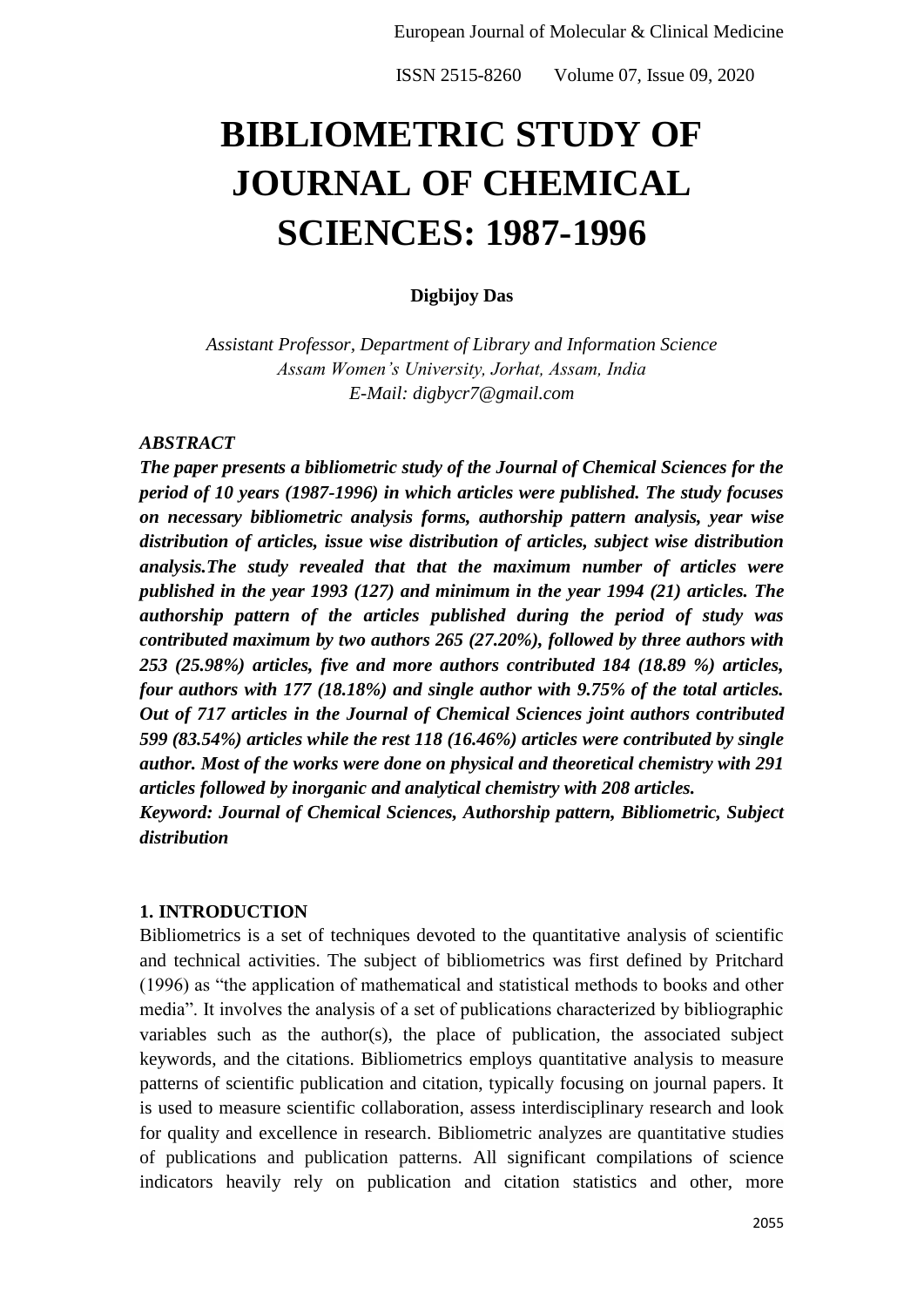# BIBLIOMETRIC STUDY OF JOURNAL OF CHEMICAL SCIENCES: 1987-1996

**Digbijoy Das**

*Assistant Professor, Department of Library and Information Science*
*Assam Women's University, Jorhat, Assam, India*
*E-Mail: digbycr7@gmail.com*

***ABSTRACT***

***The paper presents a bibliometric study of the Journal of Chemical Sciences for the period of 10 years (1987-1996) in which articles were published. The study focuses on necessary bibliometric analysis forms, authorship pattern analysis, year wise distribution of articles, issue wise distribution of articles, subject wise distribution analysis.The study revealed that that the maximum number of articles were published in the year 1993 (127) and minimum in the year 1994 (21) articles. The authorship pattern of the articles published during the period of study was contributed maximum by two authors 265 (27.20%), followed by three authors with 253 (25.98%) articles, five and more authors contributed 184 (18.89 %) articles, four authors with 177 (18.18%) and single author with 9.75% of the total articles. Out of 717 articles in the Journal of Chemical Sciences joint authors contributed 599 (83.54%) articles while the rest 118 (16.46%) articles were contributed by single author. Most of the works were done on physical and theoretical chemistry with 291 articles followed by inorganic and analytical chemistry with 208 articles.***

***Keyword: Journal of Chemical Sciences, Authorship pattern, Bibliometric, Subject distribution***

## 1. INTRODUCTION

Bibliometrics is a set of techniques devoted to the quantitative analysis of scientific and technical activities. The subject of bibliometrics was first defined by Pritchard (1996) as "the application of mathematical and statistical methods to books and other media". It involves the analysis of a set of publications characterized by bibliographic variables such as the author(s), the place of publication, the associated subject keywords, and the citations. Bibliometrics employs quantitative analysis to measure patterns of scientific publication and citation, typically focusing on journal papers. It is used to measure scientific collaboration, assess interdisciplinary research and look for quality and excellence in research. Bibliometric analyzes are quantitative studies of publications and publication patterns. All significant compilations of science indicators heavily rely on publication and citation statistics and other, more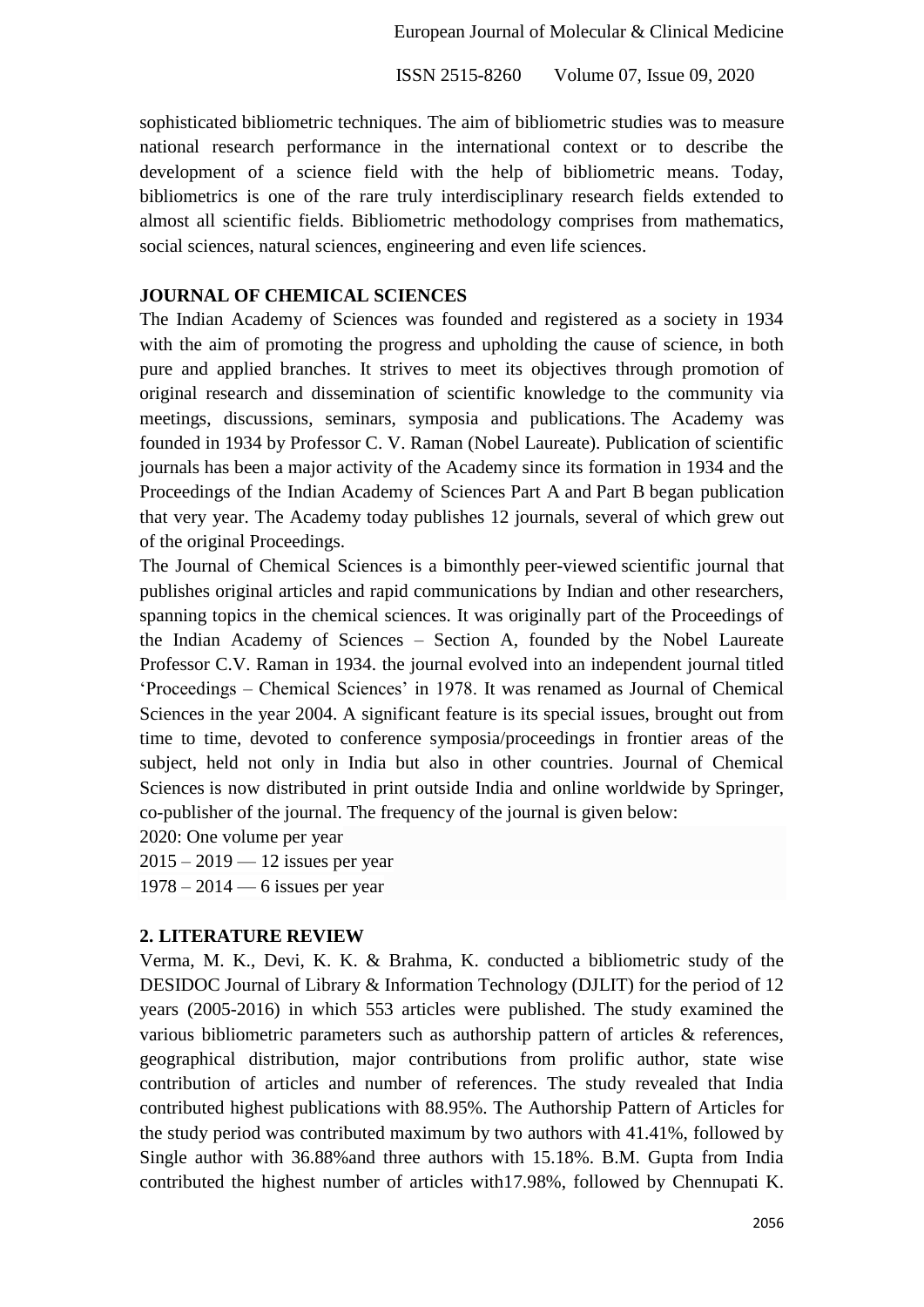sophisticated bibliometric techniques. The aim of bibliometric studies was to measure national research performance in the international context or to describe the development of a science field with the help of bibliometric means. Today, bibliometrics is one of the rare truly interdisciplinary research fields extended to almost all scientific fields. Bibliometric methodology comprises from mathematics, social sciences, natural sciences, engineering and even life sciences.

**JOURNAL OF CHEMICAL SCIENCES**

The Indian Academy of Sciences was founded and registered as a society in 1934 with the aim of promoting the progress and upholding the cause of science, in both pure and applied branches. It strives to meet its objectives through promotion of original research and dissemination of scientific knowledge to the community via meetings, discussions, seminars, symposia and publications. The Academy was founded in 1934 by Professor C. V. Raman (Nobel Laureate). Publication of scientific journals has been a major activity of the Academy since its formation in 1934 and the Proceedings of the Indian Academy of Sciences Part A and Part B began publication that very year. The Academy today publishes 12 journals, several of which grew out of the original Proceedings.

The Journal of Chemical Sciences is a bimonthly peer-viewed scientific journal that publishes original articles and rapid communications by Indian and other researchers, spanning topics in the chemical sciences. It was originally part of the Proceedings of the Indian Academy of Sciences – Section A, founded by the Nobel Laureate Professor C.V. Raman in 1934. the journal evolved into an independent journal titled 'Proceedings – Chemical Sciences' in 1978. It was renamed as Journal of Chemical Sciences in the year 2004. A significant feature is its special issues, brought out from time to time, devoted to conference symposia/proceedings in frontier areas of the subject, held not only in India but also in other countries. Journal of Chemical Sciences is now distributed in print outside India and online worldwide by Springer, co-publisher of the journal. The frequency of the journal is given below:

2020: One volume per year

2015 – 2019 — 12 issues per year

1978 – 2014 — 6 issues per year

## 2. LITERATURE REVIEW

Verma, M. K., Devi, K. K. & Brahma, K. conducted a bibliometric study of the DESIDOC Journal of Library & Information Technology (DJLIT) for the period of 12 years (2005-2016) in which 553 articles were published. The study examined the various bibliometric parameters such as authorship pattern of articles & references, geographical distribution, major contributions from prolific author, state wise contribution of articles and number of references. The study revealed that India contributed highest publications with 88.95%. The Authorship Pattern of Articles for the study period was contributed maximum by two authors with 41.41%, followed by Single author with 36.88%and three authors with 15.18%. B.M. Gupta from India contributed the highest number of articles with17.98%, followed by Chennupati K.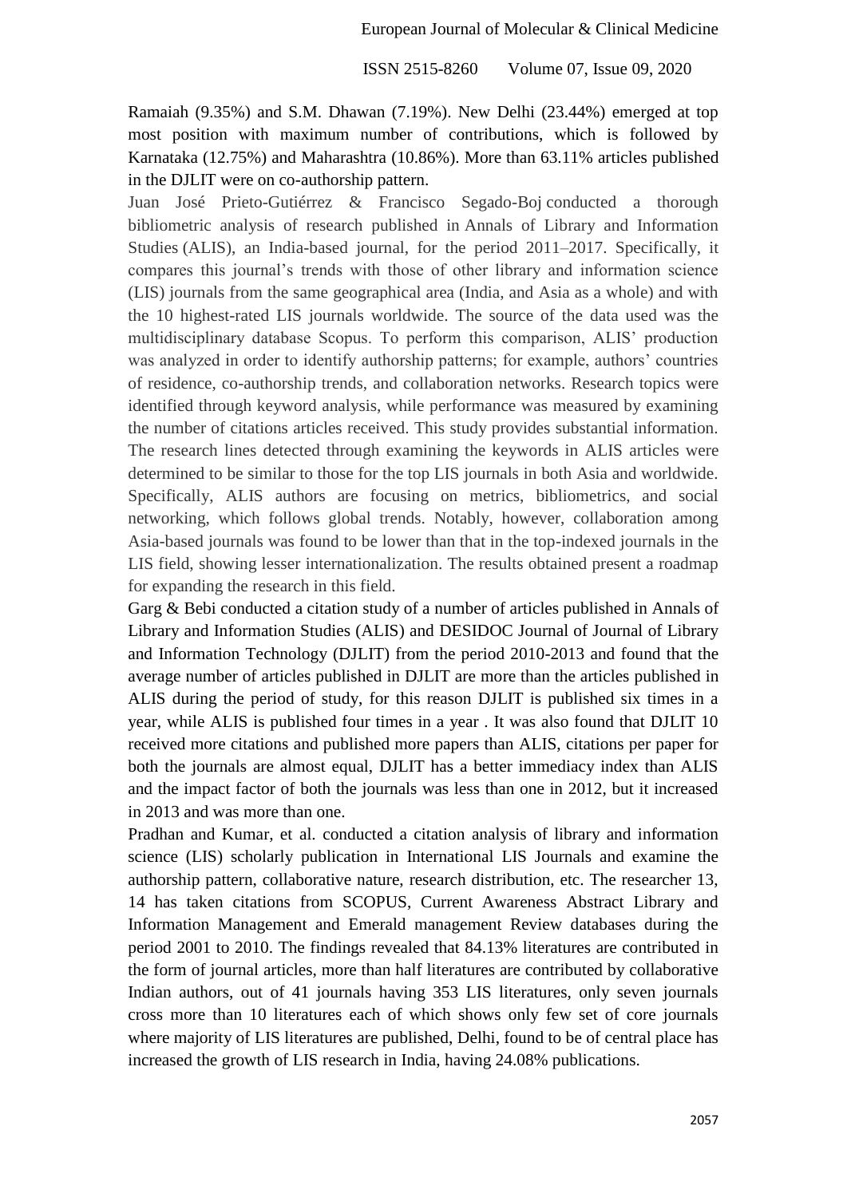Ramaiah (9.35%) and S.M. Dhawan (7.19%). New Delhi (23.44%) emerged at top most position with maximum number of contributions, which is followed by Karnataka (12.75%) and Maharashtra (10.86%). More than 63.11% articles published in the DJLIT were on co-authorship pattern.

Juan José Prieto-Gutiérrez & Francisco Segado-Boj conducted a thorough bibliometric analysis of research published in Annals of Library and Information Studies (ALIS), an India-based journal, for the period 2011–2017. Specifically, it compares this journal's trends with those of other library and information science (LIS) journals from the same geographical area (India, and Asia as a whole) and with the 10 highest-rated LIS journals worldwide. The source of the data used was the multidisciplinary database Scopus. To perform this comparison, ALIS' production was analyzed in order to identify authorship patterns; for example, authors' countries of residence, co-authorship trends, and collaboration networks. Research topics were identified through keyword analysis, while performance was measured by examining the number of citations articles received. This study provides substantial information. The research lines detected through examining the keywords in ALIS articles were determined to be similar to those for the top LIS journals in both Asia and worldwide. Specifically, ALIS authors are focusing on metrics, bibliometrics, and social networking, which follows global trends. Notably, however, collaboration among Asia-based journals was found to be lower than that in the top-indexed journals in the LIS field, showing lesser internationalization. The results obtained present a roadmap for expanding the research in this field.

Garg & Bebi conducted a citation study of a number of articles published in Annals of Library and Information Studies (ALIS) and DESIDOC Journal of Journal of Library and Information Technology (DJLIT) from the period 2010-2013 and found that the average number of articles published in DJLIT are more than the articles published in ALIS during the period of study, for this reason DJLIT is published six times in a year, while ALIS is published four times in a year . It was also found that DJLIT 10 received more citations and published more papers than ALIS, citations per paper for both the journals are almost equal, DJLIT has a better immediacy index than ALIS and the impact factor of both the journals was less than one in 2012, but it increased in 2013 and was more than one.

Pradhan and Kumar, et al. conducted a citation analysis of library and information science (LIS) scholarly publication in International LIS Journals and examine the authorship pattern, collaborative nature, research distribution, etc. The researcher 13, 14 has taken citations from SCOPUS, Current Awareness Abstract Library and Information Management and Emerald management Review databases during the period 2001 to 2010. The findings revealed that 84.13% literatures are contributed in the form of journal articles, more than half literatures are contributed by collaborative Indian authors, out of 41 journals having 353 LIS literatures, only seven journals cross more than 10 literatures each of which shows only few set of core journals where majority of LIS literatures are published, Delhi, found to be of central place has increased the growth of LIS research in India, having 24.08% publications.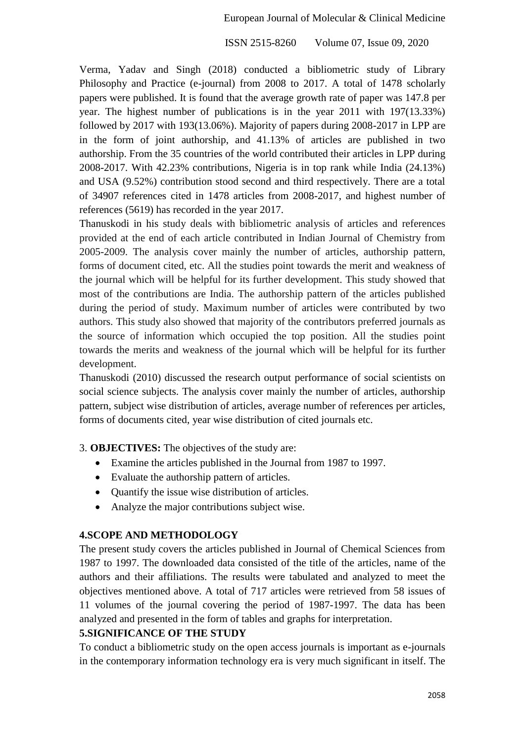Verma, Yadav and Singh (2018) conducted a bibliometric study of Library Philosophy and Practice (e-journal) from 2008 to 2017. A total of 1478 scholarly papers were published. It is found that the average growth rate of paper was 147.8 per year. The highest number of publications is in the year 2011 with 197(13.33%) followed by 2017 with 193(13.06%). Majority of papers during 2008-2017 in LPP are in the form of joint authorship, and 41.13% of articles are published in two authorship. From the 35 countries of the world contributed their articles in LPP during 2008-2017. With 42.23% contributions, Nigeria is in top rank while India (24.13%) and USA (9.52%) contribution stood second and third respectively. There are a total of 34907 references cited in 1478 articles from 2008-2017, and highest number of references (5619) has recorded in the year 2017.

Thanuskodi in his study deals with bibliometric analysis of articles and references provided at the end of each article contributed in Indian Journal of Chemistry from 2005-2009. The analysis cover mainly the number of articles, authorship pattern, forms of document cited, etc. All the studies point towards the merit and weakness of the journal which will be helpful for its further development. This study showed that most of the contributions are India. The authorship pattern of the articles published during the period of study. Maximum number of articles were contributed by two authors. This study also showed that majority of the contributors preferred journals as the source of information which occupied the top position. All the studies point towards the merits and weakness of the journal which will be helpful for its further development.

Thanuskodi (2010) discussed the research output performance of social scientists on social science subjects. The analysis cover mainly the number of articles, authorship pattern, subject wise distribution of articles, average number of references per articles, forms of documents cited, year wise distribution of cited journals etc.

3. **OBJECTIVES:** The objectives of the study are:

- Examine the articles published in the Journal from 1987 to 1997.
- Evaluate the authorship pattern of articles.
- Quantify the issue wise distribution of articles.
- Analyze the major contributions subject wise.

## 4.SCOPE AND METHODOLOGY

The present study covers the articles published in Journal of Chemical Sciences from 1987 to 1997. The downloaded data consisted of the title of the articles, name of the authors and their affiliations. The results were tabulated and analyzed to meet the objectives mentioned above. A total of 717 articles were retrieved from 58 issues of 11 volumes of the journal covering the period of 1987-1997. The data has been analyzed and presented in the form of tables and graphs for interpretation.

## 5.SIGNIFICANCE OF THE STUDY

To conduct a bibliometric study on the open access journals is important as e-journals in the contemporary information technology era is very much significant in itself. The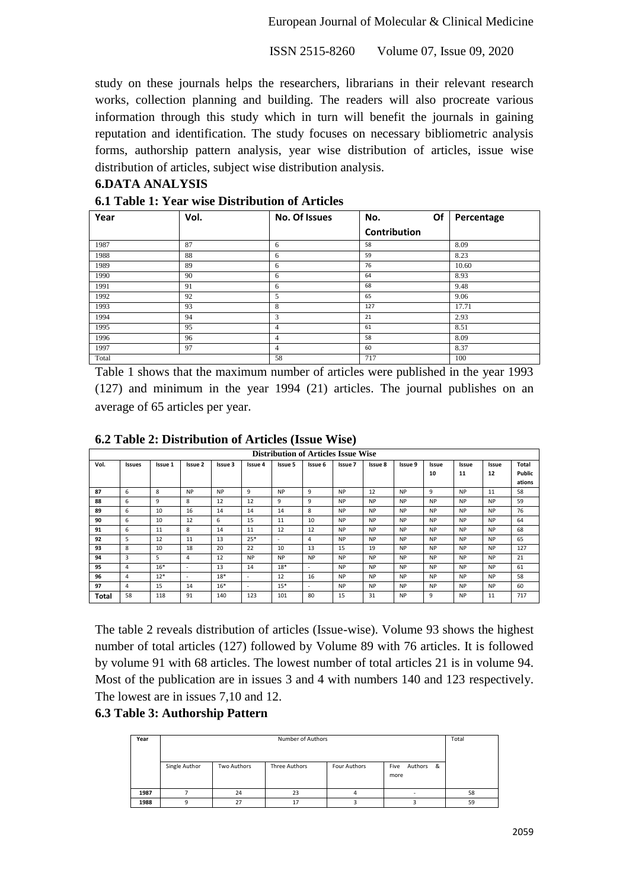study on these journals helps the researchers, librarians in their relevant research works, collection planning and building. The readers will also procreate various information through this study which in turn will benefit the journals in gaining reputation and identification. The study focuses on necessary bibliometric analysis forms, authorship pattern analysis, year wise distribution of articles, issue wise distribution of articles, subject wise distribution analysis.

## 6.DATA ANALYSIS

### 6.1 Table 1: Year wise Distribution of Articles

| Year | Vol. | No. Of Issues | No. Of Contribution | Percentage |
|---|---|---|---|---|
| 1987 | 87 | 6 | 58 | 8.09 |
| 1988 | 88 | 6 | 59 | 8.23 |
| 1989 | 89 | 6 | 76 | 10.60 |
| 1990 | 90 | 6 | 64 | 8.93 |
| 1991 | 91 | 6 | 68 | 9.48 |
| 1992 | 92 | 5 | 65 | 9.06 |
| 1993 | 93 | 8 | 127 | 17.71 |
| 1994 | 94 | 3 | 21 | 2.93 |
| 1995 | 95 | 4 | 61 | 8.51 |
| 1996 | 96 | 4 | 58 | 8.09 |
| 1997 | 97 | 4 | 60 | 8.37 |
| Total | | 58 | 717 | 100 |

Table 1 shows that the maximum number of articles were published in the year 1993 (127) and minimum in the year 1994 (21) articles. The journal publishes on an average of 65 articles per year.

### 6.2 Table 2: Distribution of Articles (Issue Wise)

| Distribution of Articles Issue Wise | | | | | | | | | | | | | | |
|---|---|---|---|---|---|---|---|---|---|---|---|---|---|---|
| Vol. | Issues | Issue 1 | Issue 2 | Issue 3 | Issue 4 | Issue 5 | Issue 6 | Issue 7 | Issue 8 | Issue 9 | Issue 10 | Issue 11 | Issue 12 | Total Publications |
| 87 | 6 | 8 | NP | NP | 9 | NP | 9 | NP | 12 | NP | 9 | NP | 11 | 58 |
| 88 | 6 | 9 | 8 | 12 | 12 | 9 | 9 | NP | NP | NP | NP | NP | NP | 59 |
| 89 | 6 | 10 | 16 | 14 | 14 | 14 | 8 | NP | NP | NP | NP | NP | NP | 76 |
| 90 | 6 | 10 | 12 | 6 | 15 | 11 | 10 | NP | NP | NP | NP | NP | NP | 64 |
| 91 | 6 | 11 | 8 | 14 | 11 | 12 | 12 | NP | NP | NP | NP | NP | NP | 68 |
| 92 | 5 | 12 | 11 | 13 | 25* | - | 4 | NP | NP | NP | NP | NP | NP | 65 |
| 93 | 8 | 10 | 18 | 20 | 22 | 10 | 13 | 15 | 19 | NP | NP | NP | NP | 127 |
| 94 | 3 | 5 | 4 | 12 | NP | NP | NP | NP | NP | NP | NP | NP | NP | 21 |
| 95 | 4 | 16* | - | 13 | 14 | 18* | - | NP | NP | NP | NP | NP | NP | 61 |
| 96 | 4 | 12* | - | 18* | - | 12 | 16 | NP | NP | NP | NP | NP | NP | 58 |
| 97 | 4 | 15 | 14 | 16* | - | 15* | - | NP | NP | NP | NP | NP | NP | 60 |
| Total | 58 | 118 | 91 | 140 | 123 | 101 | 80 | 15 | 31 | NP | 9 | NP | 11 | 717 |

The table 2 reveals distribution of articles (Issue-wise). Volume 93 shows the highest number of total articles (127) followed by Volume 89 with 76 articles. It is followed by volume 91 with 68 articles. The lowest number of total articles 21 is in volume 94. Most of the publication are in issues 3 and 4 with numbers 140 and 123 respectively. The lowest are in issues 7,10 and 12.

### 6.3 Table 3: Authorship Pattern

| Year | Number of Authors | | | | | Total |
|---|---|---|---|---|---|---|
| | Single Author | Two Authors | Three Authors | Four Authors | Five Authors & more | |
| 1987 | 7 | 24 | 23 | 4 | - | 58 |
| 1988 | 9 | 27 | 17 | 3 | 3 | 59 |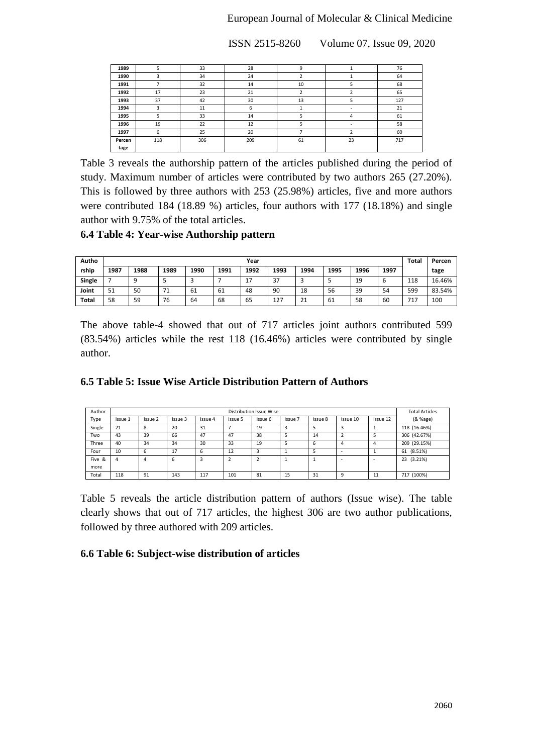| 1989 | 5 | 33 | 28 | 9 | 1 | 76 |
|---|---|---|---|---|---|---|
| 1990 | 3 | 34 | 24 | 2 | 1 | 64 |
| 1991 | 7 | 32 | 14 | 10 | 5 | 68 |
| 1992 | 17 | 23 | 21 | 2 | 2 | 65 |
| 1993 | 37 | 42 | 30 | 13 | 5 | 127 |
| 1994 | 3 | 11 | 6 | 1 | - | 21 |
| 1995 | 5 | 33 | 14 | 5 | 4 | 61 |
| 1996 | 19 | 22 | 12 | 5 | - | 58 |
| 1997 | 6 | 25 | 20 | 7 | 2 | 60 |
| Percentage | 118 | 306 | 209 | 61 | 23 | 717 |

Table 3 reveals the authorship pattern of the articles published during the period of study. Maximum number of articles were contributed by two authors 265 (27.20%). This is followed by three authors with 253 (25.98%) articles, five and more authors were contributed 184 (18.89 %) articles, four authors with 177 (18.18%) and single author with 9.75% of the total articles.

### 6.4 Table 4: Year-wise Authorship pattern

| Authorship | Year | | | | | | | | | | | Total | Percentage |
|---|---|---|---|---|---|---|---|---|---|---|---|---|---|
| | 1987 | 1988 | 1989 | 1990 | 1991 | 1992 | 1993 | 1994 | 1995 | 1996 | 1997 | | |
| Single | 7 | 9 | 5 | 3 | 7 | 17 | 37 | 3 | 5 | 19 | 6 | 118 | 16.46% |
| Joint | 51 | 50 | 71 | 61 | 61 | 48 | 90 | 18 | 56 | 39 | 54 | 599 | 83.54% |
| Total | 58 | 59 | 76 | 64 | 68 | 65 | 127 | 21 | 61 | 58 | 60 | 717 | 100 |

The above table-4 showed that out of 717 articles joint authors contributed 599 (83.54%) articles while the rest 118 (16.46%) articles were contributed by single author.

### 6.5 Table 5: Issue Wise Article Distribution Pattern of Authors

| Author Type | Distribution Issue Wise | | | | | | | | | | Total Articles (& %age) |
|---|---|---|---|---|---|---|---|---|---|---|---|
| | Issue 1 | Issue 2 | Issue 3 | Issue 4 | Issue 5 | Issue 6 | Issue 7 | Issue 8 | Issue 10 | Issue 12 | |
| Single | 21 | 8 | 20 | 31 | 7 | 19 | 3 | 5 | 3 | 1 | 118 (16.46%) |
| Two | 43 | 39 | 66 | 47 | 47 | 38 | 5 | 14 | 2 | 5 | 306 (42.67%) |
| Three | 40 | 34 | 34 | 30 | 33 | 19 | 5 | 6 | 4 | 4 | 209 (29.15%) |
| Four | 10 | 6 | 17 | 6 | 12 | 3 | 1 | 5 | - | 1 | 61 (8.51%) |
| Five & more | 4 | 4 | 6 | 3 | 2 | 2 | 1 | 1 | - | - | 23 (3.21%) |
| Total | 118 | 91 | 143 | 117 | 101 | 81 | 15 | 31 | 9 | 11 | 717 (100%) |

Table 5 reveals the article distribution pattern of authors (Issue wise). The table clearly shows that out of 717 articles, the highest 306 are two author publications, followed by three authored with 209 articles.

### 6.6 Table 6: Subject-wise distribution of articles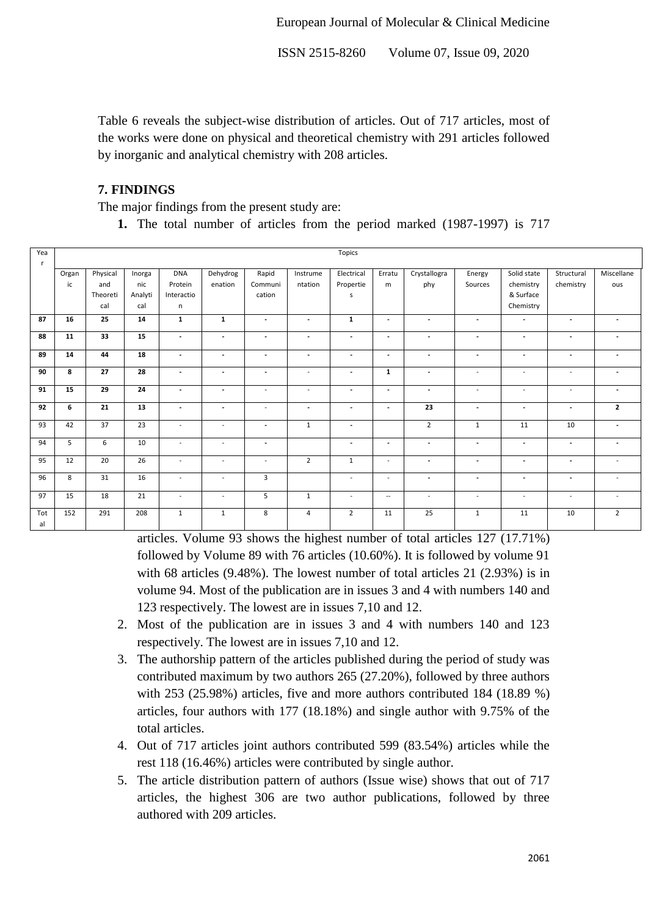Table 6 reveals the subject-wise distribution of articles. Out of 717 articles, most of the works were done on physical and theoretical chemistry with 291 articles followed by inorganic and analytical chemistry with 208 articles.

## 7. FINDINGS

The major findings from the present study are:

| Year | Topics | | | | | | | | | | | | | |
|---|---|---|---|---|---|---|---|---|---|---|---|---|---|---|
| | Organic | Physical and Theoretical | Inorganic Analytical | DNA Protein Interaction | Dehydrogenation | Rapid Communication | Instrumentation | Electrical Properties | Erratum | Crystallography | Energy Sources | Solid state chemistry & Surface Chemistry | Structural chemistry | Miscellaneous |
| **87** | **16** | **25** | **14** | **1** | **1** | - | - | **1** | - | - | - | - | - | - |
| **88** | **11** | **33** | **15** | - | - | - | - | - | - | - | - | - | - | - |
| **89** | **14** | **44** | **18** | - | - | - | - | - | - | - | - | - | - | - |
| **90** | **8** | **27** | **28** | - | - | - | - | - | **1** | - | - | - | - | - |
| **91** | **15** | **29** | **24** | - | - | - | - | - | - | - | - | - | - | - |
| **92** | **6** | **21** | **13** | - | - | - | - | - | - | **23** | - | - | - | **2** |
| 93 | 42 | 37 | 23 | - | - | - | 1 | - | | 2 | 1 | 11 | 10 | - |
| 94 | 5 | 6 | 10 | - | - | - | | - | - | - | - | - | - | - |
| 95 | 12 | 20 | 26 | - | - | - | 2 | 1 | - | - | - | - | - | - |
| 96 | 8 | 31 | 16 | - | - | 3 | | - | - | - | - | - | - | - |
| 97 | 15 | 18 | 21 | - | - | 5 | 1 | - | -- | - | - | - | - | - |
| Total | 152 | 291 | 208 | 1 | 1 | 8 | 4 | 2 | 11 | 25 | 1 | 11 | 10 | 2 |

1. The total number of articles from the period marked (1987-1997) is 717 articles. Volume 93 shows the highest number of total articles 127 (17.71%) followed by Volume 89 with 76 articles (10.60%). It is followed by volume 91 with 68 articles (9.48%). The lowest number of total articles 21 (2.93%) is in volume 94. Most of the publication are in issues 3 and 4 with numbers 140 and 123 respectively. The lowest are in issues 7,10 and 12.
2. Most of the publication are in issues 3 and 4 with numbers 140 and 123 respectively. The lowest are in issues 7,10 and 12.
3. The authorship pattern of the articles published during the period of study was contributed maximum by two authors 265 (27.20%), followed by three authors with 253 (25.98%) articles, five and more authors contributed 184 (18.89 %) articles, four authors with 177 (18.18%) and single author with 9.75% of the total articles.
4. Out of 717 articles joint authors contributed 599 (83.54%) articles while the rest 118 (16.46%) articles were contributed by single author.
5. The article distribution pattern of authors (Issue wise) shows that out of 717 articles, the highest 306 are two author publications, followed by three authored with 209 articles.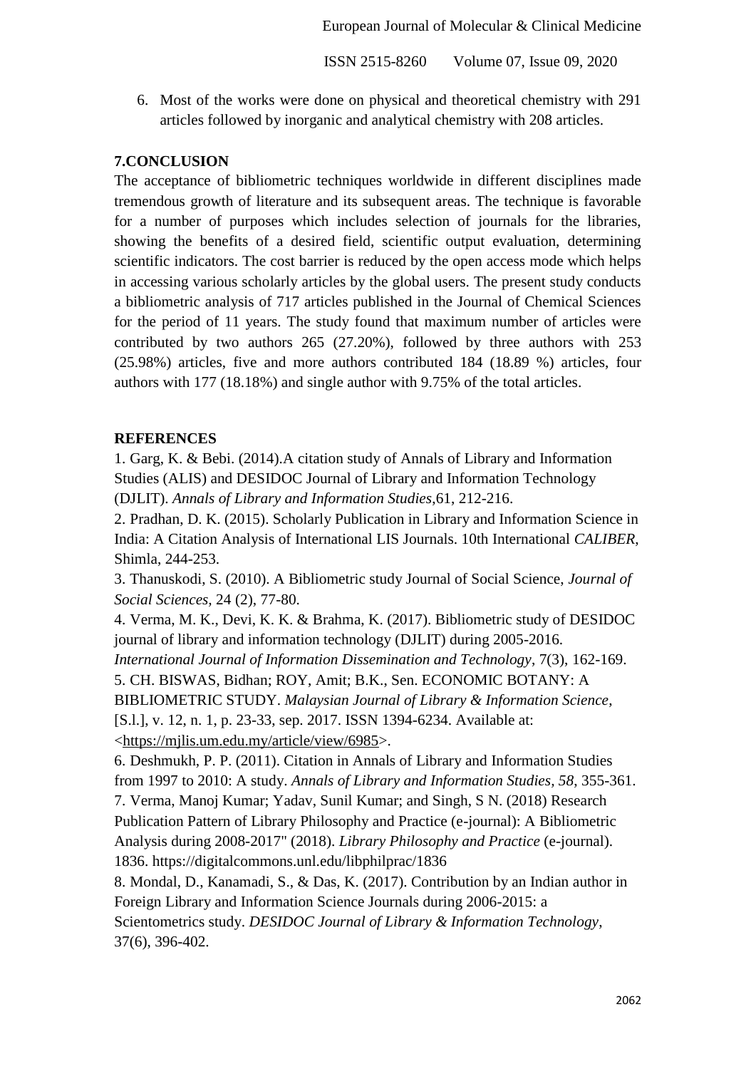6. Most of the works were done on physical and theoretical chemistry with 291 articles followed by inorganic and analytical chemistry with 208 articles.

## 7.CONCLUSION

The acceptance of bibliometric techniques worldwide in different disciplines made tremendous growth of literature and its subsequent areas. The technique is favorable for a number of purposes which includes selection of journals for the libraries, showing the benefits of a desired field, scientific output evaluation, determining scientific indicators. The cost barrier is reduced by the open access mode which helps in accessing various scholarly articles by the global users. The present study conducts a bibliometric analysis of 717 articles published in the Journal of Chemical Sciences for the period of 11 years. The study found that maximum number of articles were contributed by two authors 265 (27.20%), followed by three authors with 253 (25.98%) articles, five and more authors contributed 184 (18.89 %) articles, four authors with 177 (18.18%) and single author with 9.75% of the total articles.

## REFERENCES

1. Garg, K. & Bebi. (2014).A citation study of Annals of Library and Information Studies (ALIS) and DESIDOC Journal of Library and Information Technology (DJLIT). *Annals of Library and Information Studies*,61, 212-216.
2. Pradhan, D. K. (2015). Scholarly Publication in Library and Information Science in India: A Citation Analysis of International LIS Journals. 10th International *CALIBER*, Shimla, 244-253.
3. Thanuskodi, S. (2010). A Bibliometric study Journal of Social Science, *Journal of Social Sciences*, 24 (2), 77-80.
4. Verma, M. K., Devi, K. K. & Brahma, K. (2017). Bibliometric study of DESIDOC journal of library and information technology (DJLIT) during 2005-2016. *International Journal of Information Dissemination and Technology*, 7(3), 162-169.
5. CH. BISWAS, Bidhan; ROY, Amit; B.K., Sen. ECONOMIC BOTANY: A BIBLIOMETRIC STUDY. *Malaysian Journal of Library & Information Science*, [S.l.], v. 12, n. 1, p. 23-33, sep. 2017. ISSN 1394-6234. Available at: <https://mjlis.um.edu.my/article/view/6985>.
6. Deshmukh, P. P. (2011). Citation in Annals of Library and Information Studies from 1997 to 2010: A study. *Annals of Library and Information Studies, 58*, 355-361.
7. Verma, Manoj Kumar; Yadav, Sunil Kumar; and Singh, S N. (2018) Research Publication Pattern of Library Philosophy and Practice (e-journal): A Bibliometric Analysis during 2008-2017" (2018). *Library Philosophy and Practice* (e-journal). 1836. https://digitalcommons.unl.edu/libphilprac/1836
8. Mondal, D., Kanamadi, S., & Das, K. (2017). Contribution by an Indian author in Foreign Library and Information Science Journals during 2006-2015: a Scientometrics study. *DESIDOC Journal of Library & Information Technology*, 37(6), 396-402.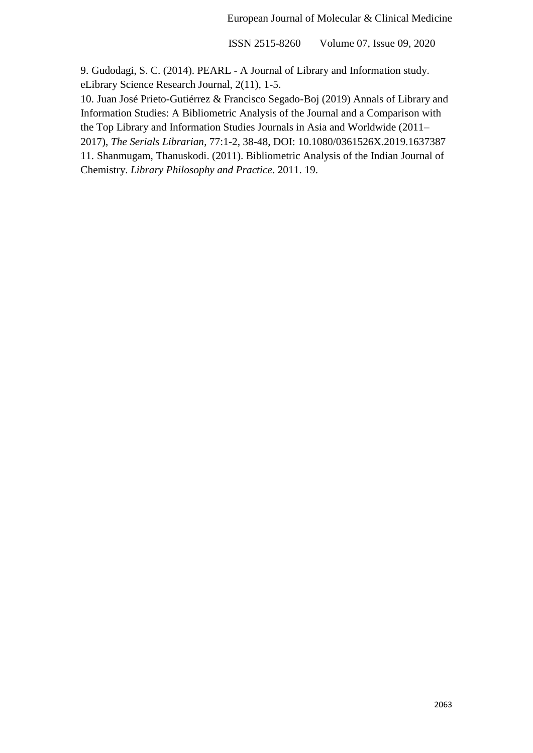9. Gudodagi, S. C. (2014). PEARL - A Journal of Library and Information study. eLibrary Science Research Journal, 2(11), 1-5.

10. Juan José Prieto-Gutiérrez & Francisco Segado-Boj (2019) Annals of Library and Information Studies: A Bibliometric Analysis of the Journal and a Comparison with the Top Library and Information Studies Journals in Asia and Worldwide (2011–2017), *The Serials Librarian*, 77:1-2, 38-48, DOI: 10.1080/0361526X.2019.1637387

11. Shanmugam, Thanuskodi. (2011). Bibliometric Analysis of the Indian Journal of Chemistry. *Library Philosophy and Practice*. 2011. 19.